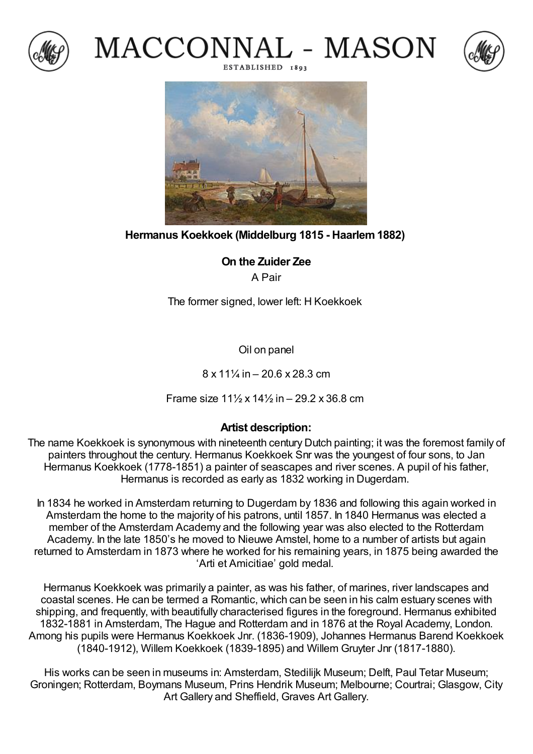# MACCONNAL - MASON

ESTABLISHED 1893

**Hermanus Koekkoek (Middelburg 1815 - Haarlem 1882)**

**On the Zuider Zee**

A Pair

The former signed, lower left: H Koekkoek

Oil on panel

8 x 11¼ in – 20.6 x 28.3 cm

Frame size 11½ x 14½ in – 29.2 x 36.8 cm

## Artist description:

The name Koekkoek is synonymous with nineteenth century Dutch painting; it was the foremost family of painters throughout the century. Hermanus Koekkoek Snr was the youngest of four sons, to Jan Hermanus Koekkoek (1778-1851) a painter of seascapes and river scenes. A pupil of his father, Hermanus is recorded as early as 1832 working in Dugerdam.

In 1834 he worked in Amsterdam returning to Dugerdam by 1836 and following this again worked in Amsterdam the home to the majority of his patrons, until 1857. In 1840 Hermanus was elected a member of the Amsterdam Academy and the following year was also elected to the Rotterdam Academy. In the late 1850's he moved to Nieuwe Amstel, home to a number of artists but again returned to Amsterdam in 1873 where he worked for his remaining years, in 1875 being awarded the 'Arti et Amicitiae' gold medal.

Hermanus Koekkoek was primarily a painter, as was his father, of marines, river landscapes and coastal scenes. He can be termed a Romantic, which can be seen in his calm estuary scenes with shipping, and frequently, with beautifully characterised figures in the foreground. Hermanus exhibited 1832-1881 in Amsterdam, The Hague and Rotterdam and in 1876 at the Royal Academy, London. Among his pupils were Hermanus Koekkoek Jnr. (1836-1909), Johannes Hermanus Barend Koekkoek (1840-1912), Willem Koekkoek (1839-1895) and Willem Gruyter Jnr (1817-1880).

His works can be seen in museums in: Amsterdam, Stedilijk Museum; Delft, Paul Tetar Museum; Groningen; Rotterdam, Boymans Museum, Prins Hendrik Museum; Melbourne; Courtrai; Glasgow, City Art Gallery and Sheffield, Graves Art Gallery.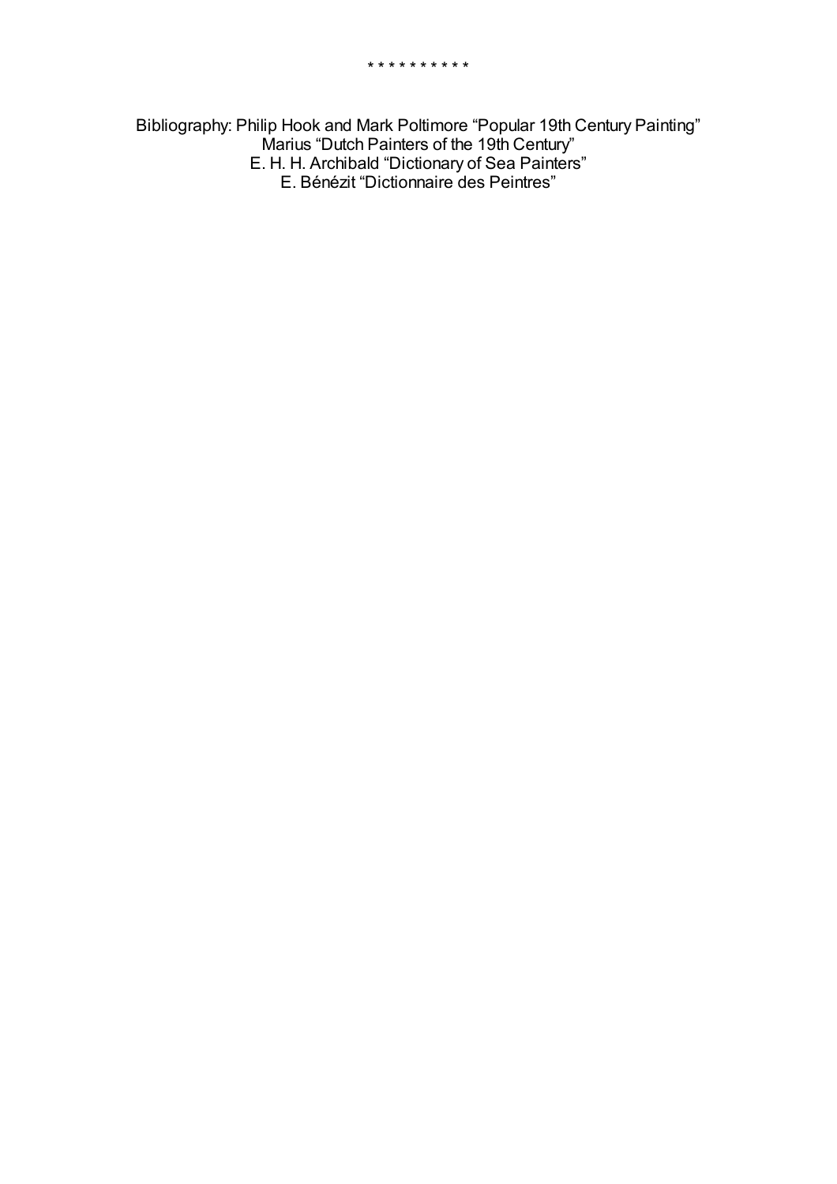* * * * * * * * * *

Bibliography: Philip Hook and Mark Poltimore “Popular 19th Century Painting”
Marius “Dutch Painters of the 19th Century”
E. H. H. Archibald “Dictionary of Sea Painters”
E. Bénézit “Dictionnaire des Peintres”